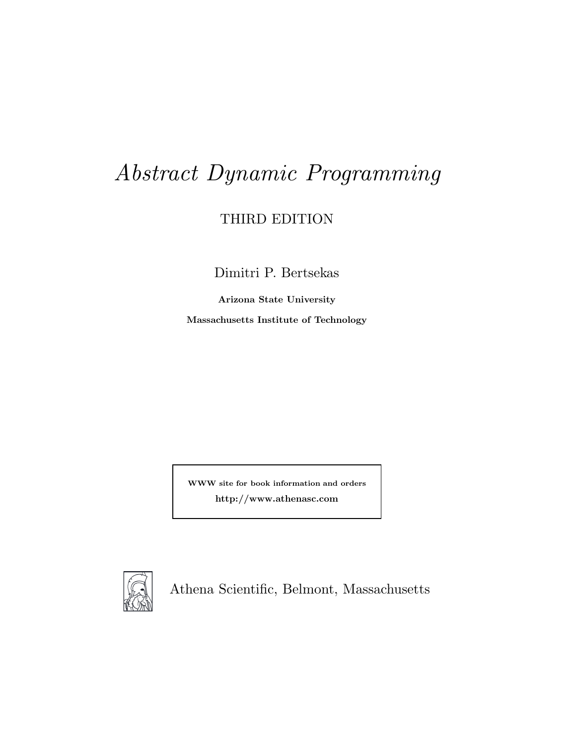# *Abstract Dynamic Programming*

THIRD EDITION

Dimitri P. Bertsekas

**Arizona State University**

**Massachusetts Institute of Technology**

**WWW site for book information and orders**

**http://www.athenasc.com**

Athena Scientific, Belmont, Massachusetts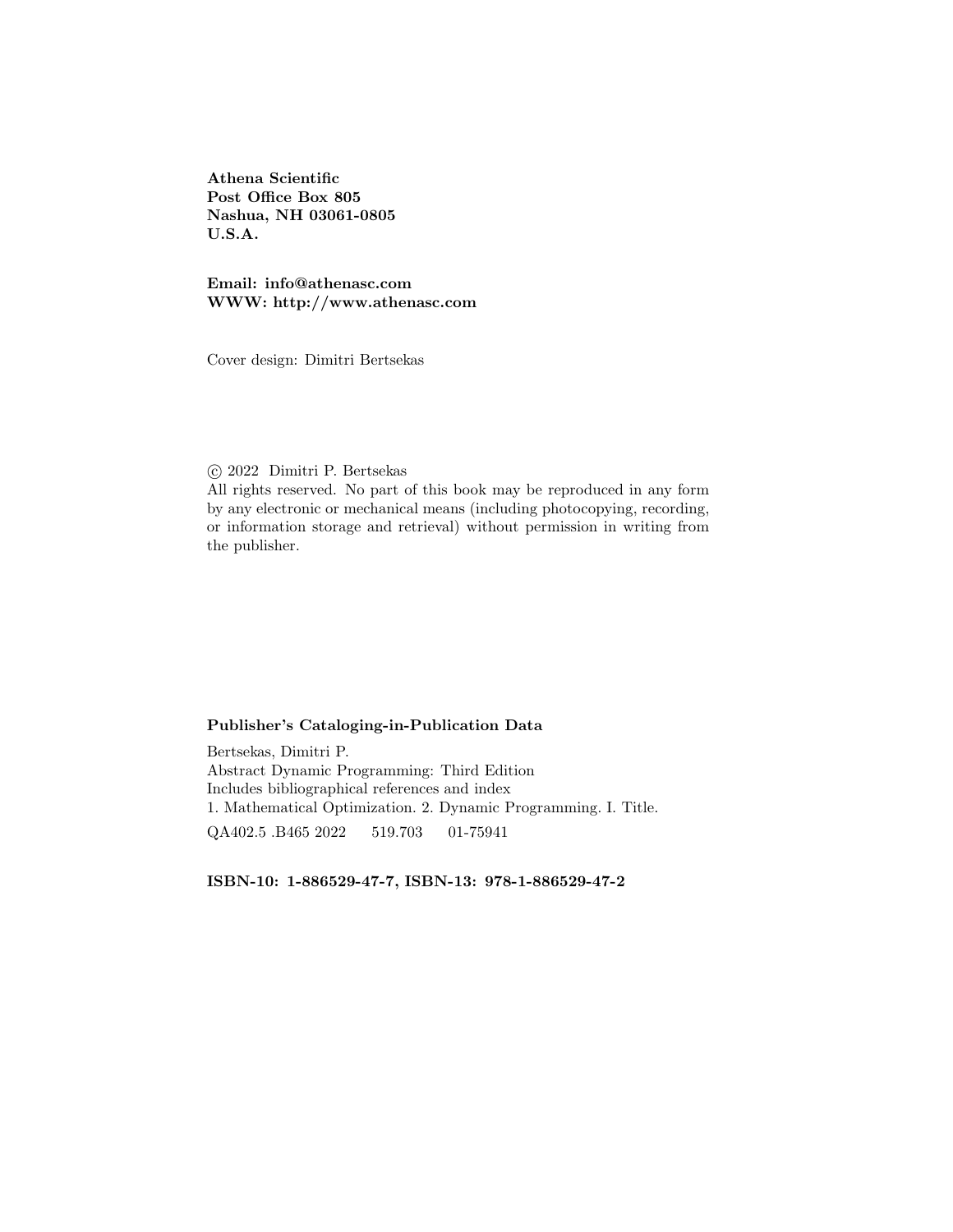**Athena Scientific**
**Post Office Box 805**
**Nashua, NH 03061-0805**
**U.S.A.**

**Email: info@athenasc.com**
**WWW: http://www.athenasc.com**

Cover design: Dimitri Bertsekas

© 2022 Dimitri P. Bertsekas
All rights reserved. No part of this book may be reproduced in any form by any electronic or mechanical means (including photocopying, recording, or information storage and retrieval) without permission in writing from the publisher.

**Publisher's Cataloging-in-Publication Data**

Bertsekas, Dimitri P.
Abstract Dynamic Programming: Third Edition
Includes bibliographical references and index
1. Mathematical Optimization. 2. Dynamic Programming. I. Title.
QA402.5 .B465 2022 519.703 01-75941

**ISBN-10: 1-886529-47-7, ISBN-13: 978-1-886529-47-2**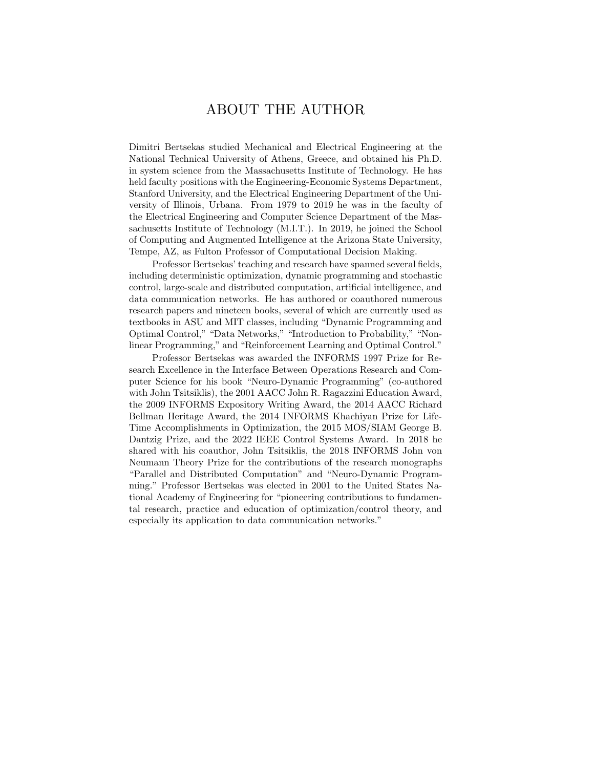# ABOUT THE AUTHOR

Dimitri Bertsekas studied Mechanical and Electrical Engineering at the National Technical University of Athens, Greece, and obtained his Ph.D. in system science from the Massachusetts Institute of Technology. He has held faculty positions with the Engineering-Economic Systems Department, Stanford University, and the Electrical Engineering Department of the University of Illinois, Urbana. From 1979 to 2019 he was in the faculty of the Electrical Engineering and Computer Science Department of the Massachusetts Institute of Technology (M.I.T.). In 2019, he joined the School of Computing and Augmented Intelligence at the Arizona State University, Tempe, AZ, as Fulton Professor of Computational Decision Making.

Professor Bertsekas' teaching and research have spanned several fields, including deterministic optimization, dynamic programming and stochastic control, large-scale and distributed computation, artificial intelligence, and data communication networks. He has authored or coauthored numerous research papers and nineteen books, several of which are currently used as textbooks in ASU and MIT classes, including "Dynamic Programming and Optimal Control," "Data Networks," "Introduction to Probability," "Nonlinear Programming," and "Reinforcement Learning and Optimal Control."

Professor Bertsekas was awarded the INFORMS 1997 Prize for Research Excellence in the Interface Between Operations Research and Computer Science for his book "Neuro-Dynamic Programming" (co-authored with John Tsitsiklis), the 2001 AACC John R. Ragazzini Education Award, the 2009 INFORMS Expository Writing Award, the 2014 AACC Richard Bellman Heritage Award, the 2014 INFORMS Khachiyan Prize for Life-Time Accomplishments in Optimization, the 2015 MOS/SIAM George B. Dantzig Prize, and the 2022 IEEE Control Systems Award. In 2018 he shared with his coauthor, John Tsitsiklis, the 2018 INFORMS John von Neumann Theory Prize for the contributions of the research monographs "Parallel and Distributed Computation" and "Neuro-Dynamic Programming." Professor Bertsekas was elected in 2001 to the United States National Academy of Engineering for "pioneering contributions to fundamental research, practice and education of optimization/control theory, and especially its application to data communication networks."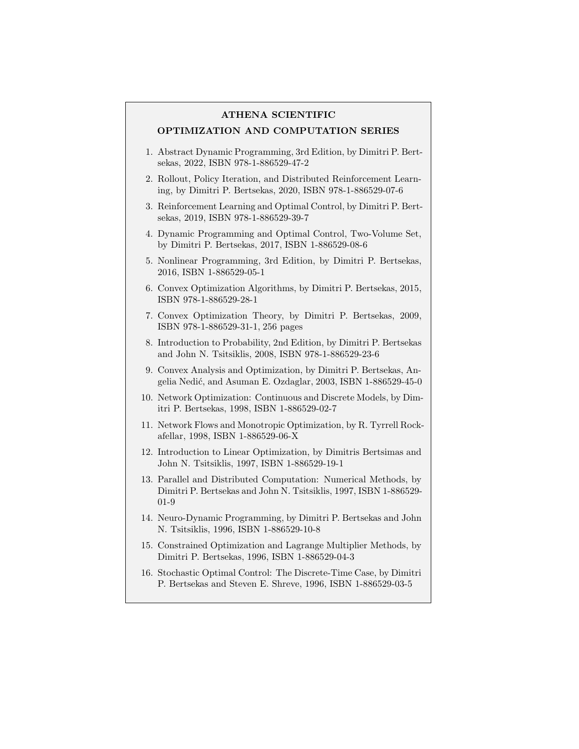**ATHENA SCIENTIFIC**

**OPTIMIZATION AND COMPUTATION SERIES**

1. Abstract Dynamic Programming, 3rd Edition, by Dimitri P. Bertsekas, 2022, ISBN 978-1-886529-47-2
2. Rollout, Policy Iteration, and Distributed Reinforcement Learning, by Dimitri P. Bertsekas, 2020, ISBN 978-1-886529-07-6
3. Reinforcement Learning and Optimal Control, by Dimitri P. Bertsekas, 2019, ISBN 978-1-886529-39-7
4. Dynamic Programming and Optimal Control, Two-Volume Set, by Dimitri P. Bertsekas, 2017, ISBN 1-886529-08-6
5. Nonlinear Programming, 3rd Edition, by Dimitri P. Bertsekas, 2016, ISBN 1-886529-05-1
6. Convex Optimization Algorithms, by Dimitri P. Bertsekas, 2015, ISBN 978-1-886529-28-1
7. Convex Optimization Theory, by Dimitri P. Bertsekas, 2009, ISBN 978-1-886529-31-1, 256 pages
8. Introduction to Probability, 2nd Edition, by Dimitri P. Bertsekas and John N. Tsitsiklis, 2008, ISBN 978-1-886529-23-6
9. Convex Analysis and Optimization, by Dimitri P. Bertsekas, Angelia Nedić, and Asuman E. Ozdaglar, 2003, ISBN 1-886529-45-0
10. Network Optimization: Continuous and Discrete Models, by Dimitri P. Bertsekas, 1998, ISBN 1-886529-02-7
11. Network Flows and Monotropic Optimization, by R. Tyrrell Rockafellar, 1998, ISBN 1-886529-06-X
12. Introduction to Linear Optimization, by Dimitris Bertsimas and John N. Tsitsiklis, 1997, ISBN 1-886529-19-1
13. Parallel and Distributed Computation: Numerical Methods, by Dimitri P. Bertsekas and John N. Tsitsiklis, 1997, ISBN 1-886529-01-9
14. Neuro-Dynamic Programming, by Dimitri P. Bertsekas and John N. Tsitsiklis, 1996, ISBN 1-886529-10-8
15. Constrained Optimization and Lagrange Multiplier Methods, by Dimitri P. Bertsekas, 1996, ISBN 1-886529-04-3
16. Stochastic Optimal Control: The Discrete-Time Case, by Dimitri P. Bertsekas and Steven E. Shreve, 1996, ISBN 1-886529-03-5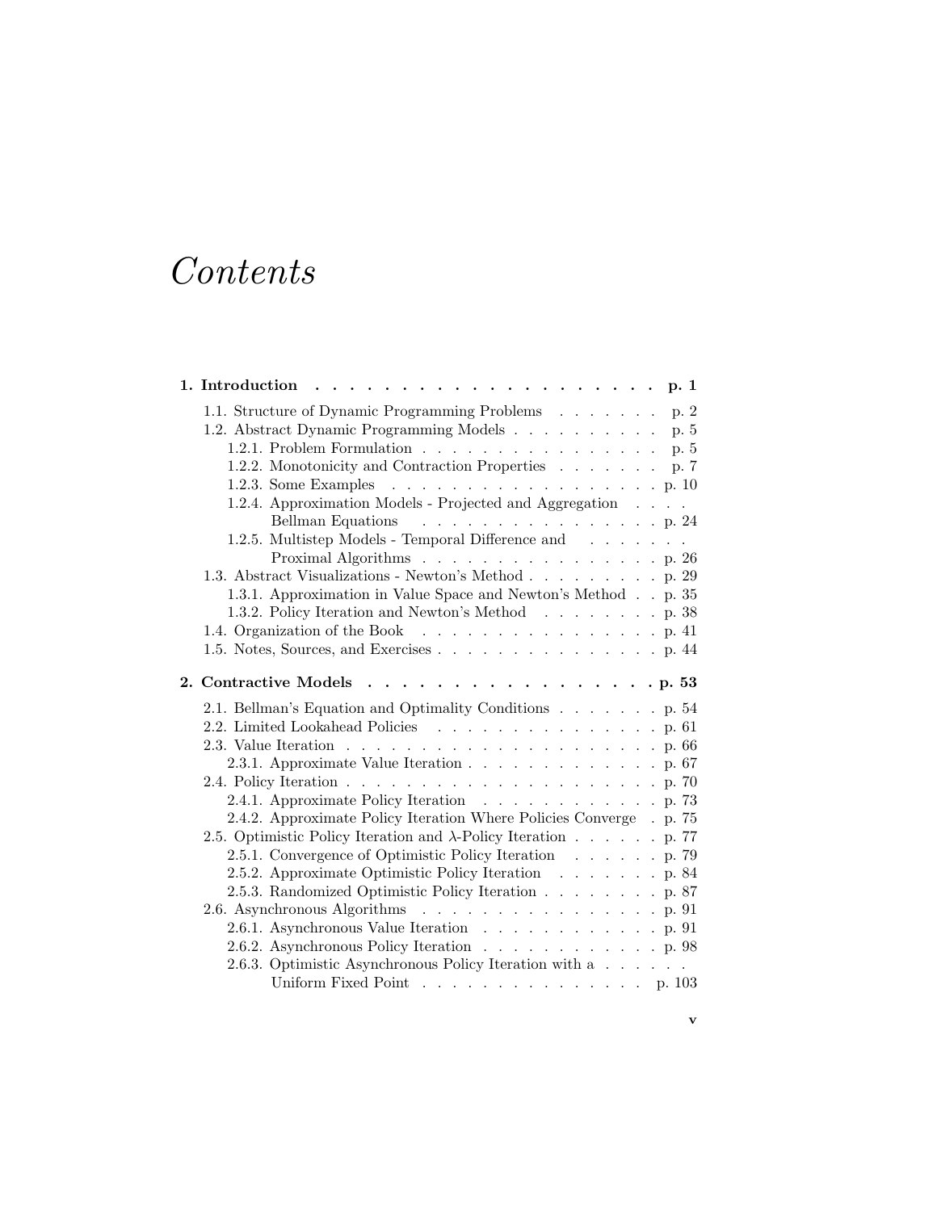# *Contents*

**1. Introduction** . . . . . . . . . . . . . . . . . . . . . **p. 1**

- 1.1. Structure of Dynamic Programming Problems . . . . . . . p. 2
- 1.2. Abstract Dynamic Programming Models . . . . . . . . . . p. 5
  - 1.2.1. Problem Formulation . . . . . . . . . . . . . . . . p. 5
  - 1.2.2. Monotonicity and Contraction Properties . . . . . . . p. 7
  - 1.2.3. Some Examples . . . . . . . . . . . . . . . . . . p. 10
  - 1.2.4. Approximation Models - Projected and Aggregation Bellman Equations . . . . . . . . . . . . . . . . p. 24
  - 1.2.5. Multistep Models - Temporal Difference and Proximal Algorithms . . . . . . . . . . . . . . . . p. 26
- 1.3. Abstract Visualizations - Newton's Method . . . . . . . . . p. 29
  - 1.3.1. Approximation in Value Space and Newton's Method . . p. 35
  - 1.3.2. Policy Iteration and Newton's Method . . . . . . . . p. 38
- 1.4. Organization of the Book . . . . . . . . . . . . . . . . p. 41
- 1.5. Notes, Sources, and Exercises . . . . . . . . . . . . . . . p. 44

**2. Contractive Models** . . . . . . . . . . . . . . . . . . **p. 53**

- 2.1. Bellman's Equation and Optimality Conditions . . . . . . . p. 54
- 2.2. Limited Lookahead Policies . . . . . . . . . . . . . . . p. 61
- 2.3. Value Iteration . . . . . . . . . . . . . . . . . . . . . p. 66
  - 2.3.1. Approximate Value Iteration . . . . . . . . . . . . . p. 67
- 2.4. Policy Iteration . . . . . . . . . . . . . . . . . . . . . p. 70
  - 2.4.1. Approximate Policy Iteration . . . . . . . . . . . . p. 73
  - 2.4.2. Approximate Policy Iteration Where Policies Converge . p. 75
- 2.5. Optimistic Policy Iteration and $\lambda$-Policy Iteration . . . . . . p. 77
  - 2.5.1. Convergence of Optimistic Policy Iteration . . . . . . p. 79
  - 2.5.2. Approximate Optimistic Policy Iteration . . . . . . . p. 84
  - 2.5.3. Randomized Optimistic Policy Iteration . . . . . . . . p. 87
- 2.6. Asynchronous Algorithms . . . . . . . . . . . . . . . . p. 91
  - 2.6.1. Asynchronous Value Iteration . . . . . . . . . . . . p. 91
  - 2.6.2. Asynchronous Policy Iteration . . . . . . . . . . . . p. 98
  - 2.6.3. Optimistic Asynchronous Policy Iteration with a Uniform Fixed Point . . . . . . . . . . . . . . . p. 103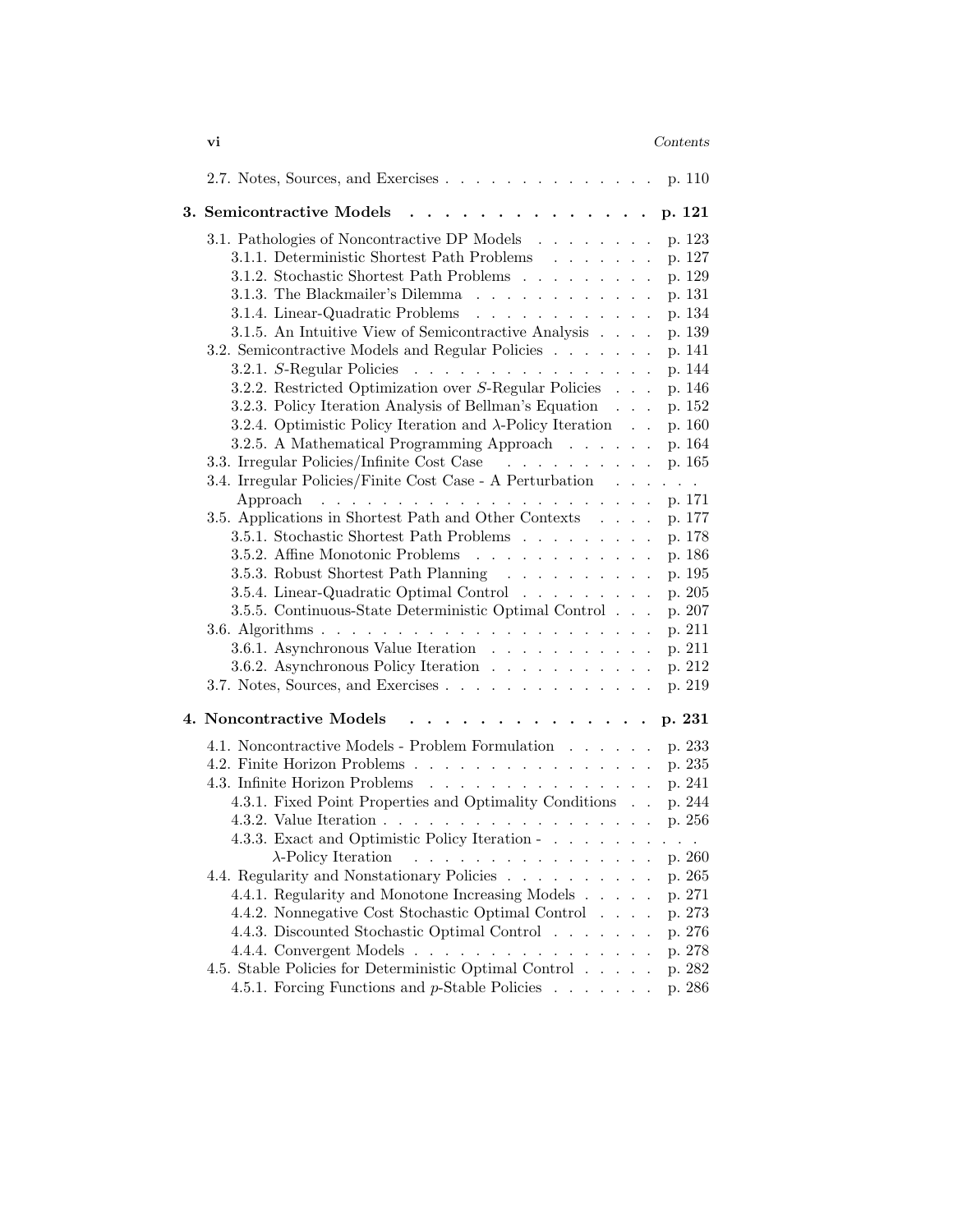2.7. Notes, Sources, and Exercises . . . . . . . . . . . . . . . p. 110

**3. Semicontractive Models . . . . . . . . . . . . . . . p. 121**

3.1. Pathologies of Noncontractive DP Models . . . . . . . . p. 123
  3.1.1. Deterministic Shortest Path Problems . . . . . . . p. 127
  3.1.2. Stochastic Shortest Path Problems . . . . . . . . . p. 129
  3.1.3. The Blackmailer's Dilemma . . . . . . . . . . . . p. 131
  3.1.4. Linear-Quadratic Problems . . . . . . . . . . . . p. 134
  3.1.5. An Intuitive View of Semicontractive Analysis . . . . p. 139
3.2. Semicontractive Models and Regular Policies . . . . . . . p. 141
  3.2.1. $S$-Regular Policies . . . . . . . . . . . . . . . . p. 144
  3.2.2. Restricted Optimization over $S$-Regular Policies . . . p. 146
  3.2.3. Policy Iteration Analysis of Bellman's Equation . . . p. 152
  3.2.4. Optimistic Policy Iteration and $\lambda$-Policy Iteration . . p. 160
  3.2.5. A Mathematical Programming Approach . . . . . . p. 164
3.3. Irregular Policies/Infinite Cost Case . . . . . . . . . . p. 165
3.4. Irregular Policies/Finite Cost Case - A Perturbation Approach . . . . . . . . . . . . . . . . . . . . . . . p. 171
3.5. Applications in Shortest Path and Other Contexts . . . . p. 177
  3.5.1. Stochastic Shortest Path Problems . . . . . . . . . p. 178
  3.5.2. Affine Monotonic Problems . . . . . . . . . . . . p. 186
  3.5.3. Robust Shortest Path Planning . . . . . . . . . . p. 195
  3.5.4. Linear-Quadratic Optimal Control . . . . . . . . . p. 205
  3.5.5. Continuous-State Deterministic Optimal Control . . . p. 207
3.6. Algorithms . . . . . . . . . . . . . . . . . . . . . . p. 211
  3.6.1. Asynchronous Value Iteration . . . . . . . . . . . p. 211
  3.6.2. Asynchronous Policy Iteration . . . . . . . . . . . p. 212
3.7. Notes, Sources, and Exercises . . . . . . . . . . . . . . p. 219

**4. Noncontractive Models . . . . . . . . . . . . . . . p. 231**

4.1. Noncontractive Models - Problem Formulation . . . . . . p. 233
4.2. Finite Horizon Problems . . . . . . . . . . . . . . . . p. 235
4.3. Infinite Horizon Problems . . . . . . . . . . . . . . . p. 241
  4.3.1. Fixed Point Properties and Optimality Conditions . . p. 244
  4.3.2. Value Iteration . . . . . . . . . . . . . . . . . . p. 256
  4.3.3. Exact and Optimistic Policy Iteration - $\lambda$-Policy Iteration . . . . . . . . . . . . . . . p. 260
4.4. Regularity and Nonstationary Policies . . . . . . . . . . p. 265
  4.4.1. Regularity and Monotone Increasing Models . . . . . p. 271
  4.4.2. Nonnegative Cost Stochastic Optimal Control . . . . p. 273
  4.4.3. Discounted Stochastic Optimal Control . . . . . . . p. 276
  4.4.4. Convergent Models . . . . . . . . . . . . . . . . p. 278
4.5. Stable Policies for Deterministic Optimal Control . . . . . p. 282
  4.5.1. Forcing Functions and $p$-Stable Policies . . . . . . . p. 286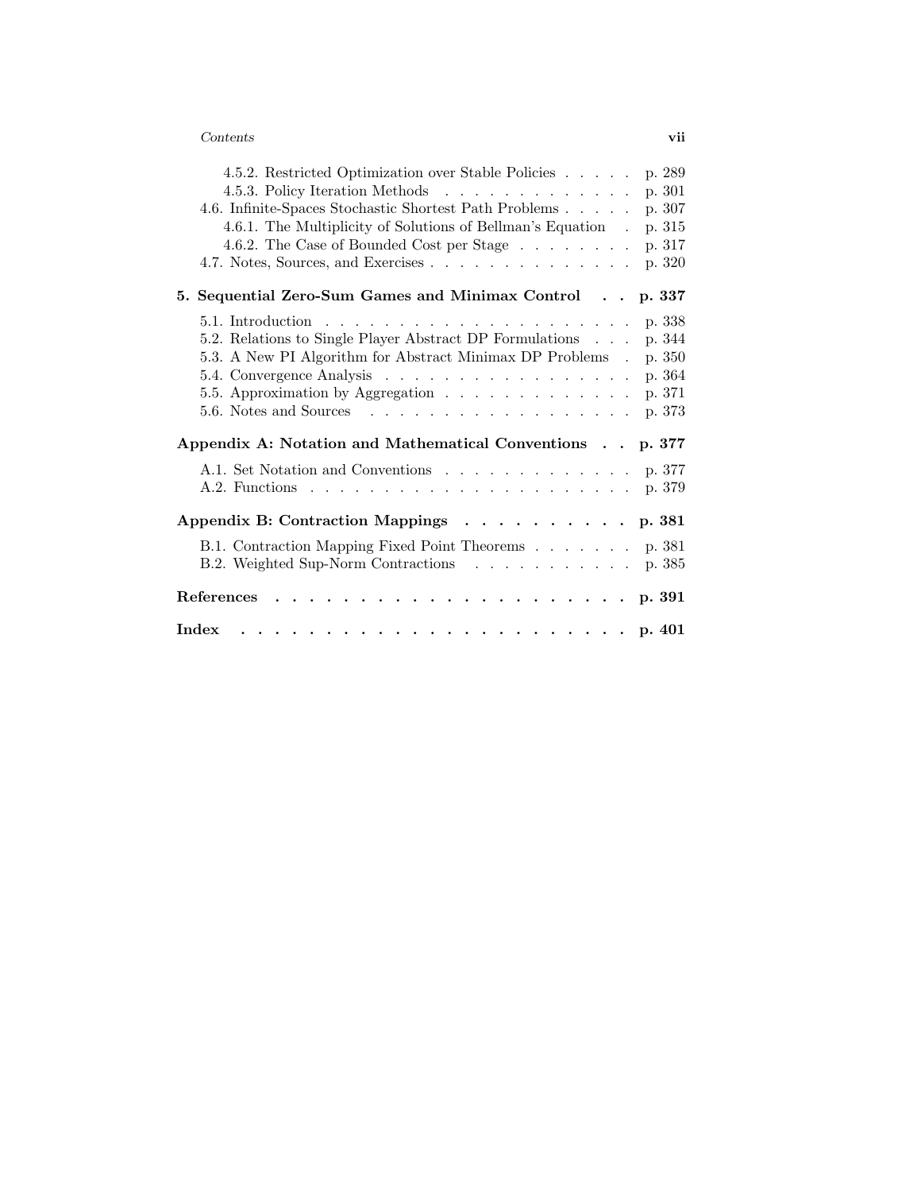4.5.2. Restricted Optimization over Stable Policies . . . . . p. 289
4.5.3. Policy Iteration Methods . . . . . . . . . . . . . p. 301
4.6. Infinite-Spaces Stochastic Shortest Path Problems . . . . . p. 307
4.6.1. The Multiplicity of Solutions of Bellman's Equation . p. 315
4.6.2. The Case of Bounded Cost per Stage . . . . . . . . p. 317
4.7. Notes, Sources, and Exercises . . . . . . . . . . . . . . . p. 320

**5. Sequential Zero-Sum Games and Minimax Control . . p. 337**

5.1. Introduction . . . . . . . . . . . . . . . . . . . . . p. 338
5.2. Relations to Single Player Abstract DP Formulations . . . p. 344
5.3. A New PI Algorithm for Abstract Minimax DP Problems . p. 350
5.4. Convergence Analysis . . . . . . . . . . . . . . . . . p. 364
5.5. Approximation by Aggregation . . . . . . . . . . . . . p. 371
5.6. Notes and Sources . . . . . . . . . . . . . . . . . . p. 373

**Appendix A: Notation and Mathematical Conventions . . p. 377**

A.1. Set Notation and Conventions . . . . . . . . . . . . . p. 377
A.2. Functions . . . . . . . . . . . . . . . . . . . . . . p. 379

**Appendix B: Contraction Mappings . . . . . . . . . . . p. 381**

B.1. Contraction Mapping Fixed Point Theorems . . . . . . . p. 381
B.2. Weighted Sup-Norm Contractions . . . . . . . . . . . p. 385

**References . . . . . . . . . . . . . . . . . . . . . . . p. 391**

**Index . . . . . . . . . . . . . . . . . . . . . . . . . p. 401**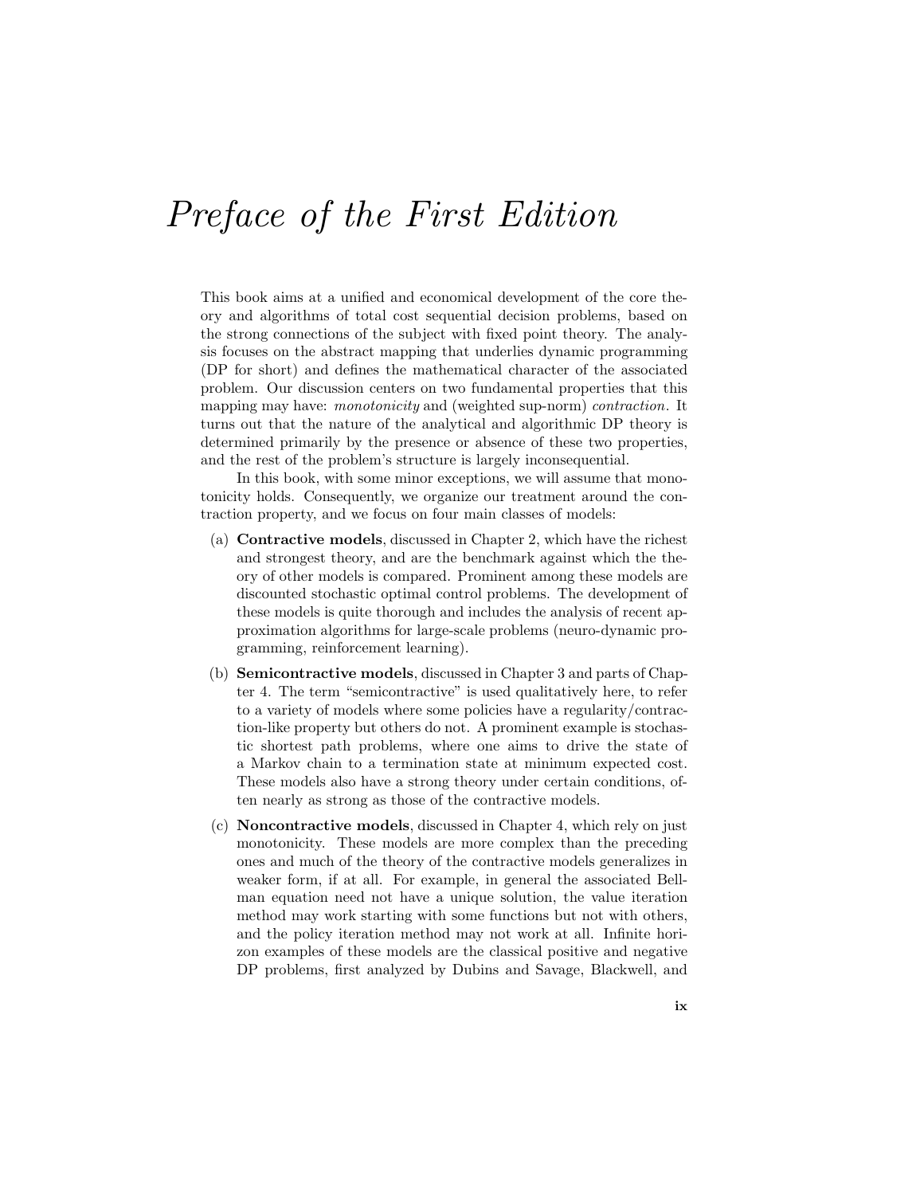# Preface of the First Edition

This book aims at a unified and economical development of the core theory and algorithms of total cost sequential decision problems, based on the strong connections of the subject with fixed point theory. The analysis focuses on the abstract mapping that underlies dynamic programming (DP for short) and defines the mathematical character of the associated problem. Our discussion centers on two fundamental properties that this mapping may have: *monotonicity* and (weighted sup-norm) *contraction*. It turns out that the nature of the analytical and algorithmic DP theory is determined primarily by the presence or absence of these two properties, and the rest of the problem's structure is largely inconsequential.

In this book, with some minor exceptions, we will assume that monotonicity holds. Consequently, we organize our treatment around the contraction property, and we focus on four main classes of models:

(a) **Contractive models**, discussed in Chapter 2, which have the richest and strongest theory, and are the benchmark against which the theory of other models is compared. Prominent among these models are discounted stochastic optimal control problems. The development of these models is quite thorough and includes the analysis of recent approximation algorithms for large-scale problems (neuro-dynamic programming, reinforcement learning).

(b) **Semicontractive models**, discussed in Chapter 3 and parts of Chapter 4. The term "semicontractive" is used qualitatively here, to refer to a variety of models where some policies have a regularity/contraction-like property but others do not. A prominent example is stochastic shortest path problems, where one aims to drive the state of a Markov chain to a termination state at minimum expected cost. These models also have a strong theory under certain conditions, often nearly as strong as those of the contractive models.

(c) **Noncontractive models**, discussed in Chapter 4, which rely on just monotonicity. These models are more complex than the preceding ones and much of the theory of the contractive models generalizes in weaker form, if at all. For example, in general the associated Bellman equation need not have a unique solution, the value iteration method may work starting with some functions but not with others, and the policy iteration method may not work at all. Infinite horizon examples of these models are the classical positive and negative DP problems, first analyzed by Dubins and Savage, Blackwell, and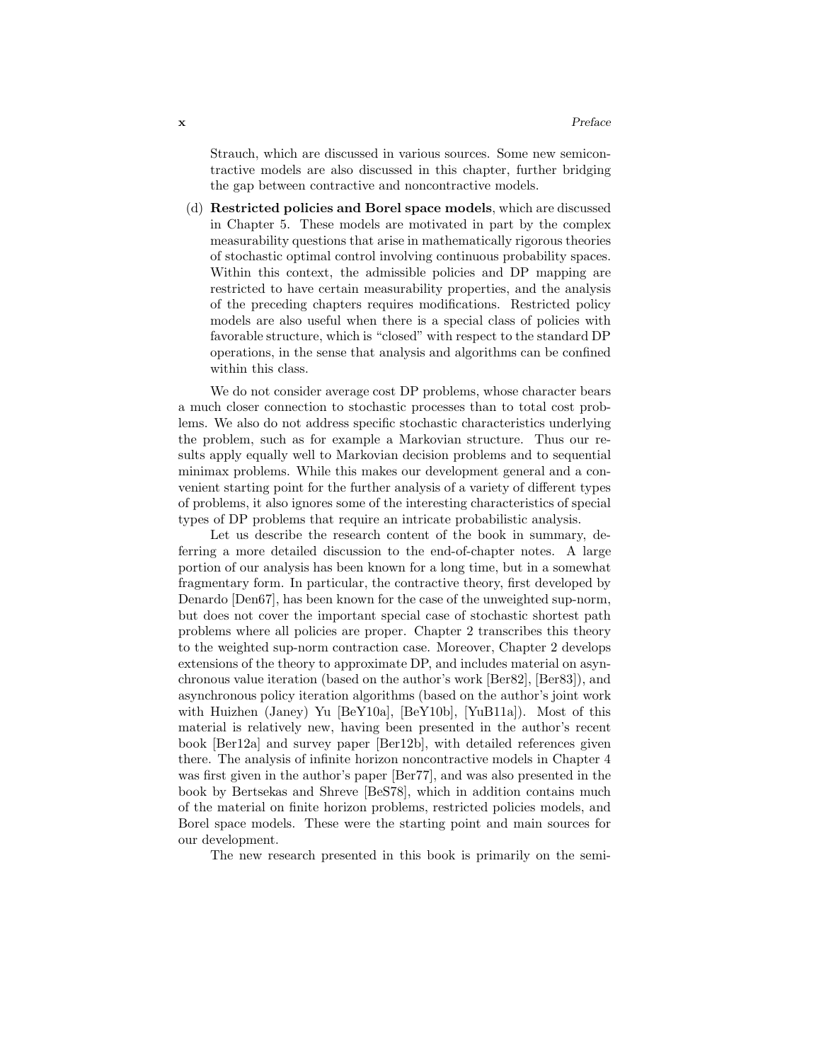Strauch, which are discussed in various sources. Some new semicontractive models are also discussed in this chapter, further bridging the gap between contractive and noncontractive models.

(d) **Restricted policies and Borel space models**, which are discussed in Chapter 5. These models are motivated in part by the complex measurability questions that arise in mathematically rigorous theories of stochastic optimal control involving continuous probability spaces. Within this context, the admissible policies and DP mapping are restricted to have certain measurability properties, and the analysis of the preceding chapters requires modifications. Restricted policy models are also useful when there is a special class of policies with favorable structure, which is "closed" with respect to the standard DP operations, in the sense that analysis and algorithms can be confined within this class.

We do not consider average cost DP problems, whose character bears a much closer connection to stochastic processes than to total cost problems. We also do not address specific stochastic characteristics underlying the problem, such as for example a Markovian structure. Thus our results apply equally well to Markovian decision problems and to sequential minimax problems. While this makes our development general and a convenient starting point for the further analysis of a variety of different types of problems, it also ignores some of the interesting characteristics of special types of DP problems that require an intricate probabilistic analysis.

Let us describe the research content of the book in summary, deferring a more detailed discussion to the end-of-chapter notes. A large portion of our analysis has been known for a long time, but in a somewhat fragmentary form. In particular, the contractive theory, first developed by Denardo [Den67], has been known for the case of the unweighted sup-norm, but does not cover the important special case of stochastic shortest path problems where all policies are proper. Chapter 2 transcribes this theory to the weighted sup-norm contraction case. Moreover, Chapter 2 develops extensions of the theory to approximate DP, and includes material on asynchronous value iteration (based on the author's work [Ber82], [Ber83]), and asynchronous policy iteration algorithms (based on the author's joint work with Huizhen (Janey) Yu [BeY10a], [BeY10b], [YuB11a]). Most of this material is relatively new, having been presented in the author's recent book [Ber12a] and survey paper [Ber12b], with detailed references given there. The analysis of infinite horizon noncontractive models in Chapter 4 was first given in the author's paper [Ber77], and was also presented in the book by Bertsekas and Shreve [BeS78], which in addition contains much of the material on finite horizon problems, restricted policies models, and Borel space models. These were the starting point and main sources for our development.

The new research presented in this book is primarily on the semi-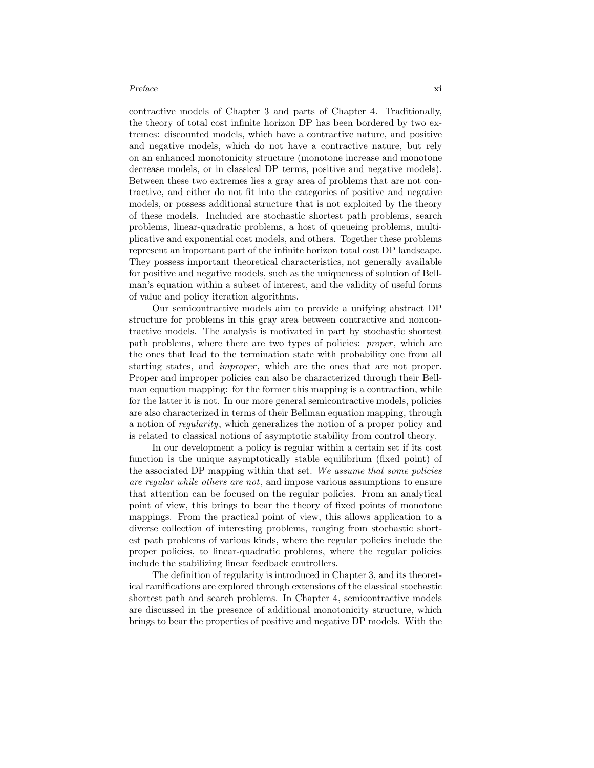contractive models of Chapter 3 and parts of Chapter 4. Traditionally, the theory of total cost infinite horizon DP has been bordered by two extremes: discounted models, which have a contractive nature, and positive and negative models, which do not have a contractive nature, but rely on an enhanced monotonicity structure (monotone increase and monotone decrease models, or in classical DP terms, positive and negative models). Between these two extremes lies a gray area of problems that are not contractive, and either do not fit into the categories of positive and negative models, or possess additional structure that is not exploited by the theory of these models. Included are stochastic shortest path problems, search problems, linear-quadratic problems, a host of queueing problems, multiplicative and exponential cost models, and others. Together these problems represent an important part of the infinite horizon total cost DP landscape. They possess important theoretical characteristics, not generally available for positive and negative models, such as the uniqueness of solution of Bellman's equation within a subset of interest, and the validity of useful forms of value and policy iteration algorithms.

Our semicontractive models aim to provide a unifying abstract DP structure for problems in this gray area between contractive and noncontractive models. The analysis is motivated in part by stochastic shortest path problems, where there are two types of policies: *proper*, which are the ones that lead to the termination state with probability one from all starting states, and *improper*, which are the ones that are not proper. Proper and improper policies can also be characterized through their Bellman equation mapping: for the former this mapping is a contraction, while for the latter it is not. In our more general semicontractive models, policies are also characterized in terms of their Bellman equation mapping, through a notion of *regularity*, which generalizes the notion of a proper policy and is related to classical notions of asymptotic stability from control theory.

In our development a policy is regular within a certain set if its cost function is the unique asymptotically stable equilibrium (fixed point) of the associated DP mapping within that set. *We assume that some policies are regular while others are not*, and impose various assumptions to ensure that attention can be focused on the regular policies. From an analytical point of view, this brings to bear the theory of fixed points of monotone mappings. From the practical point of view, this allows application to a diverse collection of interesting problems, ranging from stochastic shortest path problems of various kinds, where the regular policies include the proper policies, to linear-quadratic problems, where the regular policies include the stabilizing linear feedback controllers.

The definition of regularity is introduced in Chapter 3, and its theoretical ramifications are explored through extensions of the classical stochastic shortest path and search problems. In Chapter 4, semicontractive models are discussed in the presence of additional monotonicity structure, which brings to bear the properties of positive and negative DP models. With the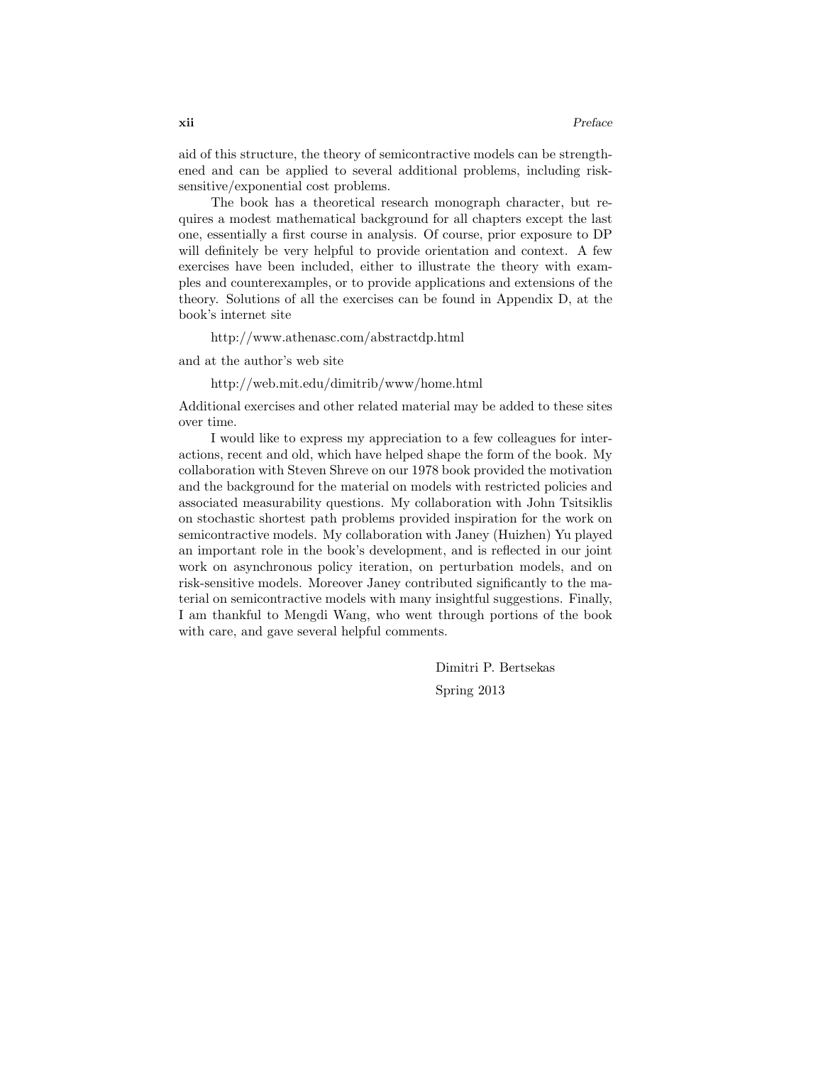aid of this structure, the theory of semicontractive models can be strengthened and can be applied to several additional problems, including risk-sensitive/exponential cost problems.

The book has a theoretical research monograph character, but requires a modest mathematical background for all chapters except the last one, essentially a first course in analysis. Of course, prior exposure to DP will definitely be very helpful to provide orientation and context. A few exercises have been included, either to illustrate the theory with examples and counterexamples, or to provide applications and extensions of the theory. Solutions of all the exercises can be found in Appendix D, at the book's internet site

http://www.athenasc.com/abstractdp.html

and at the author's web site

http://web.mit.edu/dimitrib/www/home.html

Additional exercises and other related material may be added to these sites over time.

I would like to express my appreciation to a few colleagues for interactions, recent and old, which have helped shape the form of the book. My collaboration with Steven Shreve on our 1978 book provided the motivation and the background for the material on models with restricted policies and associated measurability questions. My collaboration with John Tsitsiklis on stochastic shortest path problems provided inspiration for the work on semicontractive models. My collaboration with Janey (Huizhen) Yu played an important role in the book's development, and is reflected in our joint work on asynchronous policy iteration, on perturbation models, and on risk-sensitive models. Moreover Janey contributed significantly to the material on semicontractive models with many insightful suggestions. Finally, I am thankful to Mengdi Wang, who went through portions of the book with care, and gave several helpful comments.

Dimitri P. Bertsekas

Spring 2013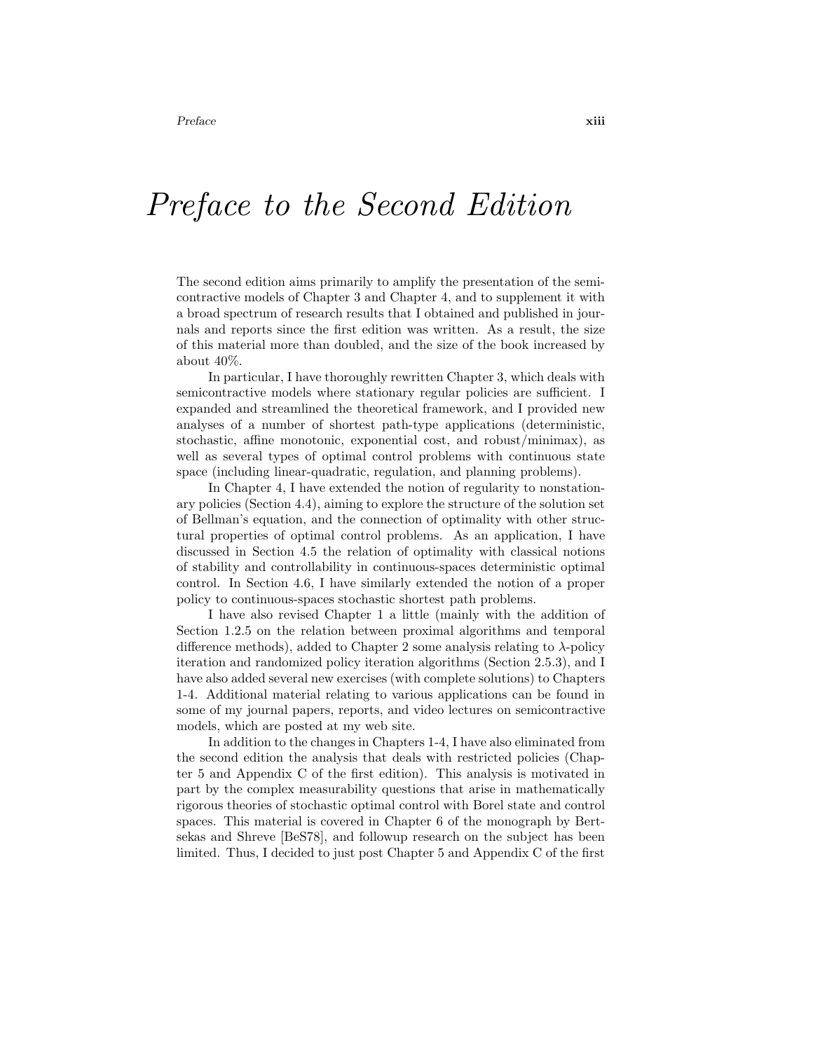# *Preface to the Second Edition*

The second edition aims primarily to amplify the presentation of the semicontractive models of Chapter 3 and Chapter 4, and to supplement it with a broad spectrum of research results that I obtained and published in journals and reports since the first edition was written. As a result, the size of this material more than doubled, and the size of the book increased by about 40%.

In particular, I have thoroughly rewritten Chapter 3, which deals with semicontractive models where stationary regular policies are sufficient. I expanded and streamlined the theoretical framework, and I provided new analyses of a number of shortest path-type applications (deterministic, stochastic, affine monotonic, exponential cost, and robust/minimax), as well as several types of optimal control problems with continuous state space (including linear-quadratic, regulation, and planning problems).

In Chapter 4, I have extended the notion of regularity to nonstationary policies (Section 4.4), aiming to explore the structure of the solution set of Bellman's equation, and the connection of optimality with other structural properties of optimal control problems. As an application, I have discussed in Section 4.5 the relation of optimality with classical notions of stability and controllability in continuous-spaces deterministic optimal control. In Section 4.6, I have similarly extended the notion of a proper policy to continuous-spaces stochastic shortest path problems.

I have also revised Chapter 1 a little (mainly with the addition of Section 1.2.5 on the relation between proximal algorithms and temporal difference methods), added to Chapter 2 some analysis relating to $\lambda$-policy iteration and randomized policy iteration algorithms (Section 2.5.3), and I have also added several new exercises (with complete solutions) to Chapters 1-4. Additional material relating to various applications can be found in some of my journal papers, reports, and video lectures on semicontractive models, which are posted at my web site.

In addition to the changes in Chapters 1-4, I have also eliminated from the second edition the analysis that deals with restricted policies (Chapter 5 and Appendix C of the first edition). This analysis is motivated in part by the complex measurability questions that arise in mathematically rigorous theories of stochastic optimal control with Borel state and control spaces. This material is covered in Chapter 6 of the monograph by Bertsekas and Shreve [BeS78], and followup research on the subject has been limited. Thus, I decided to just post Chapter 5 and Appendix C of the first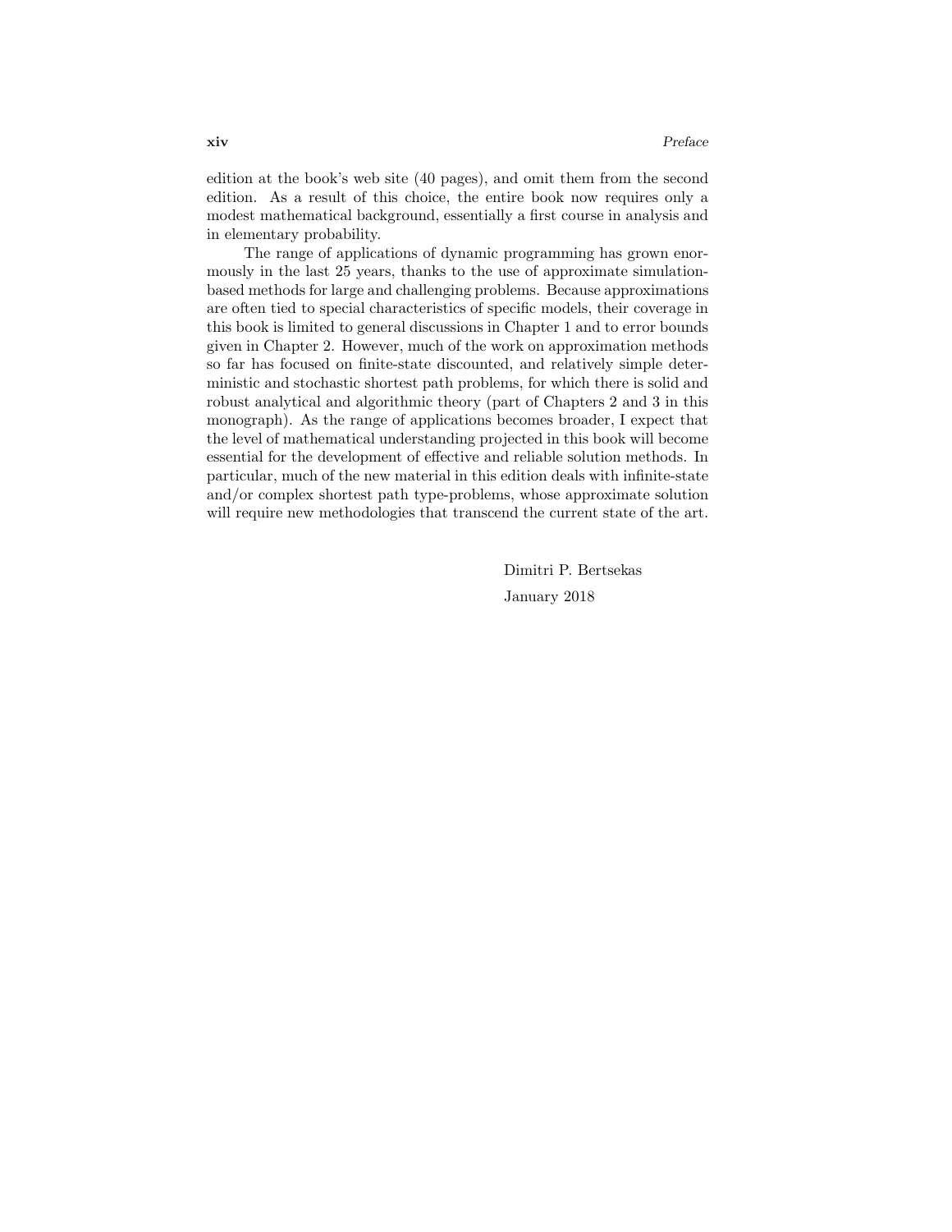edition at the book's web site (40 pages), and omit them from the second edition. As a result of this choice, the entire book now requires only a modest mathematical background, essentially a first course in analysis and in elementary probability.

The range of applications of dynamic programming has grown enormously in the last 25 years, thanks to the use of approximate simulation-based methods for large and challenging problems. Because approximations are often tied to special characteristics of specific models, their coverage in this book is limited to general discussions in Chapter 1 and to error bounds given in Chapter 2. However, much of the work on approximation methods so far has focused on finite-state discounted, and relatively simple deterministic and stochastic shortest path problems, for which there is solid and robust analytical and algorithmic theory (part of Chapters 2 and 3 in this monograph). As the range of applications becomes broader, I expect that the level of mathematical understanding projected in this book will become essential for the development of effective and reliable solution methods. In particular, much of the new material in this edition deals with infinite-state and/or complex shortest path type-problems, whose approximate solution will require new methodologies that transcend the current state of the art.

Dimitri P. Bertsekas

January 2018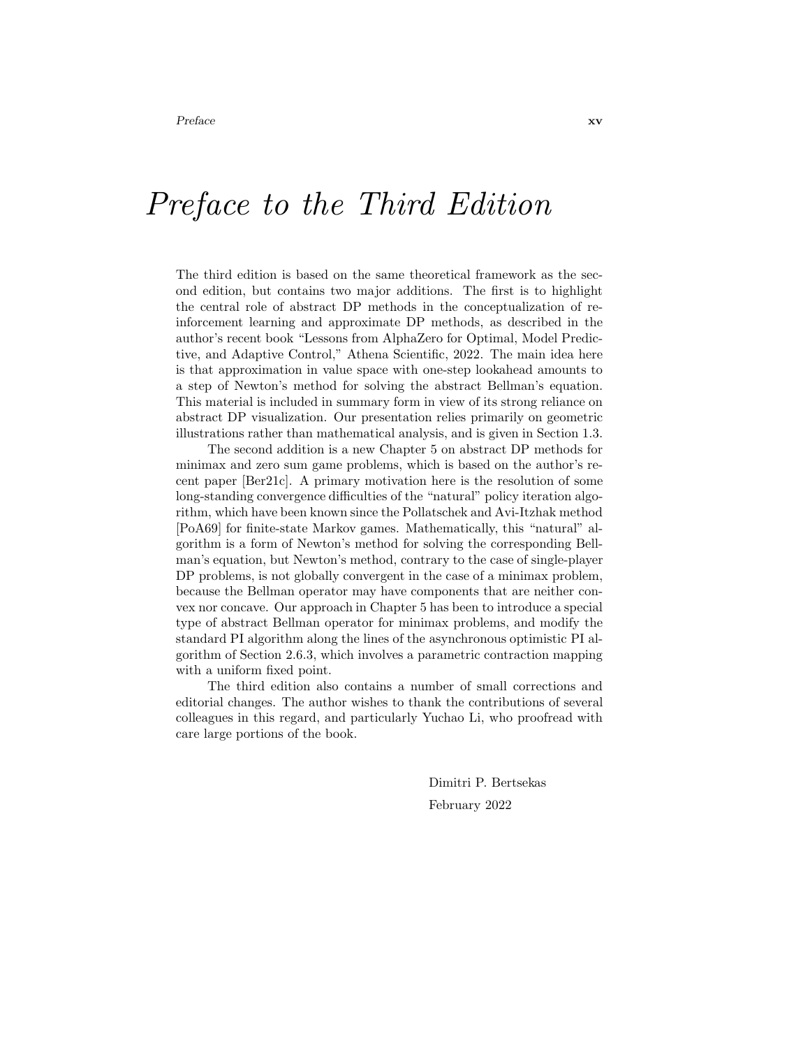# *Preface to the Third Edition*

The third edition is based on the same theoretical framework as the second edition, but contains two major additions. The first is to highlight the central role of abstract DP methods in the conceptualization of reinforcement learning and approximate DP methods, as described in the author's recent book "Lessons from AlphaZero for Optimal, Model Predictive, and Adaptive Control," Athena Scientific, 2022. The main idea here is that approximation in value space with one-step lookahead amounts to a step of Newton's method for solving the abstract Bellman's equation. This material is included in summary form in view of its strong reliance on abstract DP visualization. Our presentation relies primarily on geometric illustrations rather than mathematical analysis, and is given in Section 1.3.

The second addition is a new Chapter 5 on abstract DP methods for minimax and zero sum game problems, which is based on the author's recent paper [Ber21c]. A primary motivation here is the resolution of some long-standing convergence difficulties of the "natural" policy iteration algorithm, which have been known since the Pollatschek and Avi-Itzhak method [PoA69] for finite-state Markov games. Mathematically, this "natural" algorithm is a form of Newton's method for solving the corresponding Bellman's equation, but Newton's method, contrary to the case of single-player DP problems, is not globally convergent in the case of a minimax problem, because the Bellman operator may have components that are neither convex nor concave. Our approach in Chapter 5 has been to introduce a special type of abstract Bellman operator for minimax problems, and modify the standard PI algorithm along the lines of the asynchronous optimistic PI algorithm of Section 2.6.3, which involves a parametric contraction mapping with a uniform fixed point.

The third edition also contains a number of small corrections and editorial changes. The author wishes to thank the contributions of several colleagues in this regard, and particularly Yuchao Li, who proofread with care large portions of the book.

Dimitri P. Bertsekas

February 2022